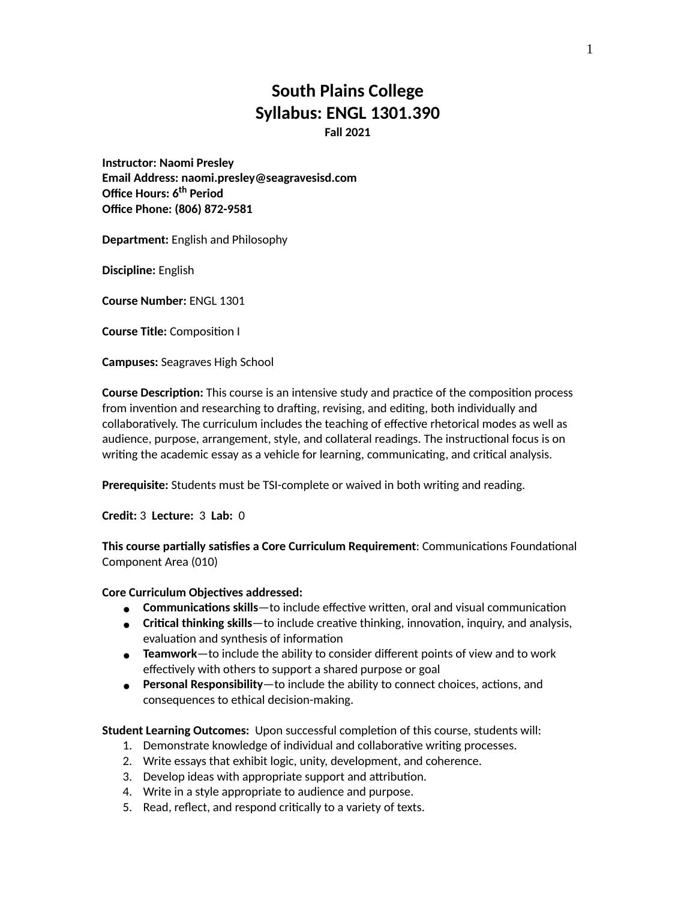# South Plains College
# Syllabus: ENGL 1301.390

**Fall 2021**

**Instructor: Naomi Presley**
**Email Address: naomi.presley@seagravesisd.com**
**Office Hours: 6th Period**
**Office Phone: (806) 872-9581**

**Department:** English and Philosophy

**Discipline:** English

**Course Number:** ENGL 1301

**Course Title:** Composition I

**Campuses:** Seagraves High School

**Course Description:** This course is an intensive study and practice of the composition process from invention and researching to drafting, revising, and editing, both individually and collaboratively. The curriculum includes the teaching of effective rhetorical modes as well as audience, purpose, arrangement, style, and collateral readings. The instructional focus is on writing the academic essay as a vehicle for learning, communicating, and critical analysis.

**Prerequisite:** Students must be TSI-complete or waived in both writing and reading.

**Credit:** 3 **Lecture:** 3 **Lab:** 0

**This course partially satisfies a Core Curriculum Requirement**: Communications Foundational Component Area (010)

**Core Curriculum Objectives addressed:**

- **Communications skills**—to include effective written, oral and visual communication
- **Critical thinking skills**—to include creative thinking, innovation, inquiry, and analysis, evaluation and synthesis of information
- **Teamwork**—to include the ability to consider different points of view and to work effectively with others to support a shared purpose or goal
- **Personal Responsibility**—to include the ability to connect choices, actions, and consequences to ethical decision-making.

**Student Learning Outcomes:** Upon successful completion of this course, students will:

1. Demonstrate knowledge of individual and collaborative writing processes.
2. Write essays that exhibit logic, unity, development, and coherence.
3. Develop ideas with appropriate support and attribution.
4. Write in a style appropriate to audience and purpose.
5. Read, reflect, and respond critically to a variety of texts.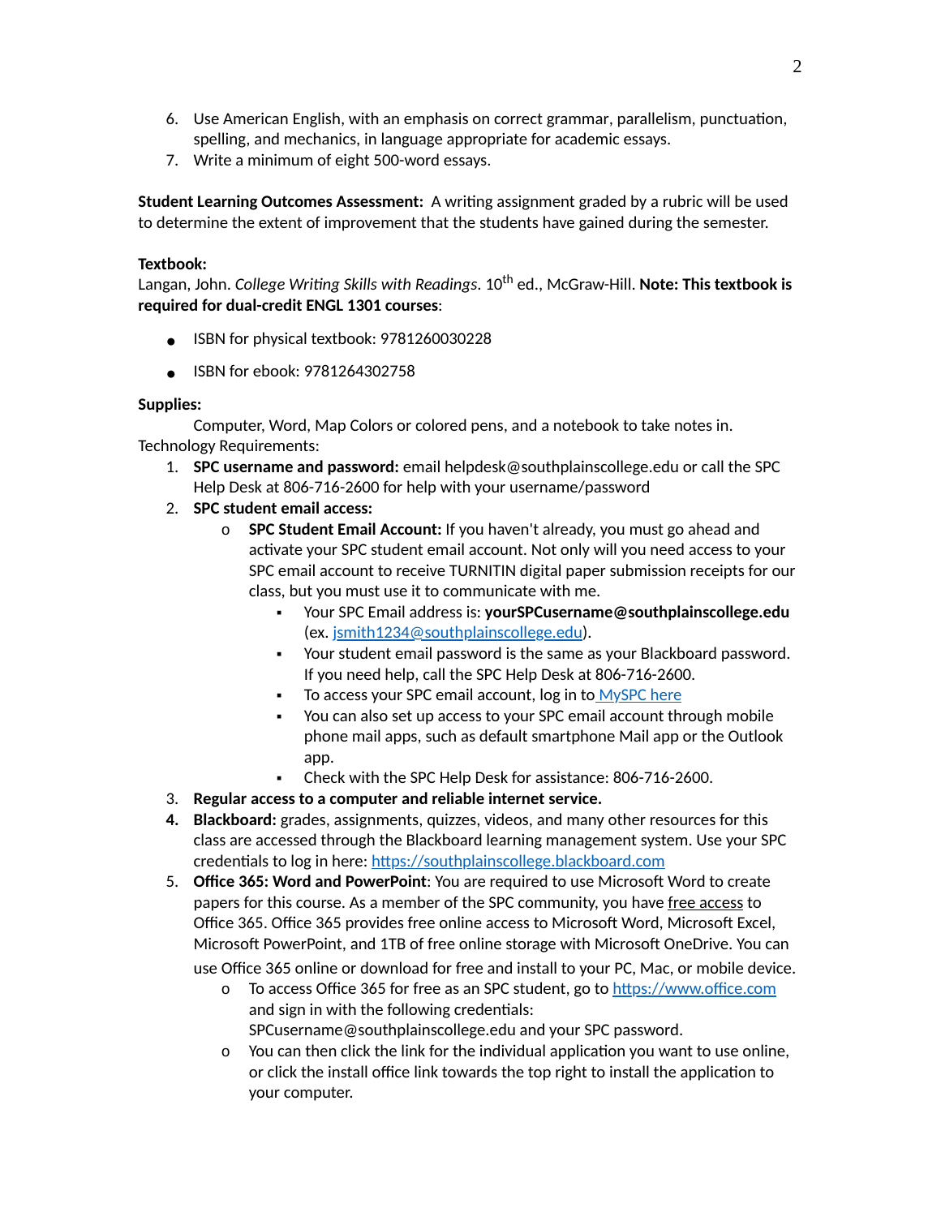6. Use American English, with an emphasis on correct grammar, parallelism, punctuation, spelling, and mechanics, in language appropriate for academic essays.
7. Write a minimum of eight 500-word essays.

**Student Learning Outcomes Assessment:** A writing assignment graded by a rubric will be used to determine the extent of improvement that the students have gained during the semester.

**Textbook:**
Langan, John. *College Writing Skills with Readings*. 10th ed., McGraw-Hill. **Note: This textbook is required for dual-credit ENGL 1301 courses**:

- ISBN for physical textbook: 9781260030228
- ISBN for ebook: 9781264302758

**Supplies:**
Computer, Word, Map Colors or colored pens, and a notebook to take notes in.

Technology Requirements:

1. **SPC username and password:** email helpdesk@southplainscollege.edu or call the SPC Help Desk at 806-716-2600 for help with your username/password
2. **SPC student email access:**
   - **SPC Student Email Account:** If you haven't already, you must go ahead and activate your SPC student email account. Not only will you need access to your SPC email account to receive TURNITIN digital paper submission receipts for our class, but you must use it to communicate with me.
     - Your SPC Email address is: **yourSPCusername@southplainscollege.edu** (ex. jsmith1234@southplainscollege.edu).
     - Your student email password is the same as your Blackboard password. If you need help, call the SPC Help Desk at 806-716-2600.
     - To access your SPC email account, log in to MySPC here
     - You can also set up access to your SPC email account through mobile phone mail apps, such as default smartphone Mail app or the Outlook app.
     - Check with the SPC Help Desk for assistance: 806-716-2600.
3. **Regular access to a computer and reliable internet service.**
4. **Blackboard:** grades, assignments, quizzes, videos, and many other resources for this class are accessed through the Blackboard learning management system. Use your SPC credentials to log in here: https://southplainscollege.blackboard.com
5. **Office 365: Word and PowerPoint**: You are required to use Microsoft Word to create papers for this course. As a member of the SPC community, you have free access to Office 365. Office 365 provides free online access to Microsoft Word, Microsoft Excel, Microsoft PowerPoint, and 1TB of free online storage with Microsoft OneDrive. You can use Office 365 online or download for free and install to your PC, Mac, or mobile device.
   - To access Office 365 for free as an SPC student, go to https://www.office.com and sign in with the following credentials: SPCusername@southplainscollege.edu and your SPC password.
   - You can then click the link for the individual application you want to use online, or click the install office link towards the top right to install the application to your computer.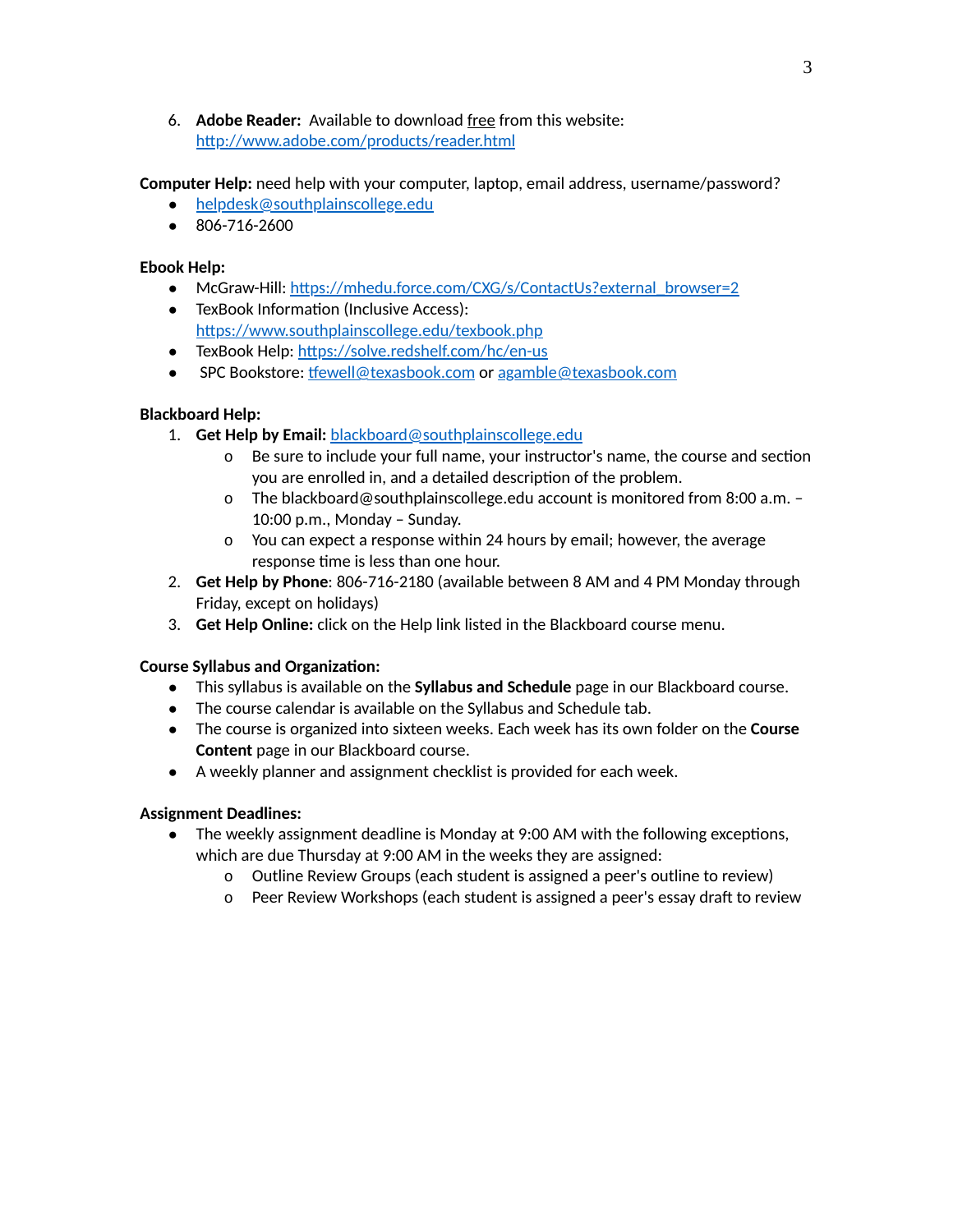6. **Adobe Reader:** Available to download free from this website: http://www.adobe.com/products/reader.html

**Computer Help:** need help with your computer, laptop, email address, username/password?

- helpdesk@southplainscollege.edu
- 806-716-2600

**Ebook Help:**

- McGraw-Hill: https://mhedu.force.com/CXG/s/ContactUs?external_browser=2
- TexBook Information (Inclusive Access): https://www.southplainscollege.edu/texbook.php
- TexBook Help: https://solve.redshelf.com/hc/en-us
- SPC Bookstore: tfewell@texasbook.com or agamble@texasbook.com

**Blackboard Help:**

1. **Get Help by Email:** blackboard@southplainscollege.edu
   - Be sure to include your full name, your instructor's name, the course and section you are enrolled in, and a detailed description of the problem.
   - The blackboard@southplainscollege.edu account is monitored from 8:00 a.m. – 10:00 p.m., Monday – Sunday.
   - You can expect a response within 24 hours by email; however, the average response time is less than one hour.
2. **Get Help by Phone**: 806-716-2180 (available between 8 AM and 4 PM Monday through Friday, except on holidays)
3. **Get Help Online:** click on the Help link listed in the Blackboard course menu.

**Course Syllabus and Organization:**

- This syllabus is available on the **Syllabus and Schedule** page in our Blackboard course.
- The course calendar is available on the Syllabus and Schedule tab.
- The course is organized into sixteen weeks. Each week has its own folder on the **Course Content** page in our Blackboard course.
- A weekly planner and assignment checklist is provided for each week.

**Assignment Deadlines:**

- The weekly assignment deadline is Monday at 9:00 AM with the following exceptions, which are due Thursday at 9:00 AM in the weeks they are assigned:
  - Outline Review Groups (each student is assigned a peer's outline to review)
  - Peer Review Workshops (each student is assigned a peer's essay draft to review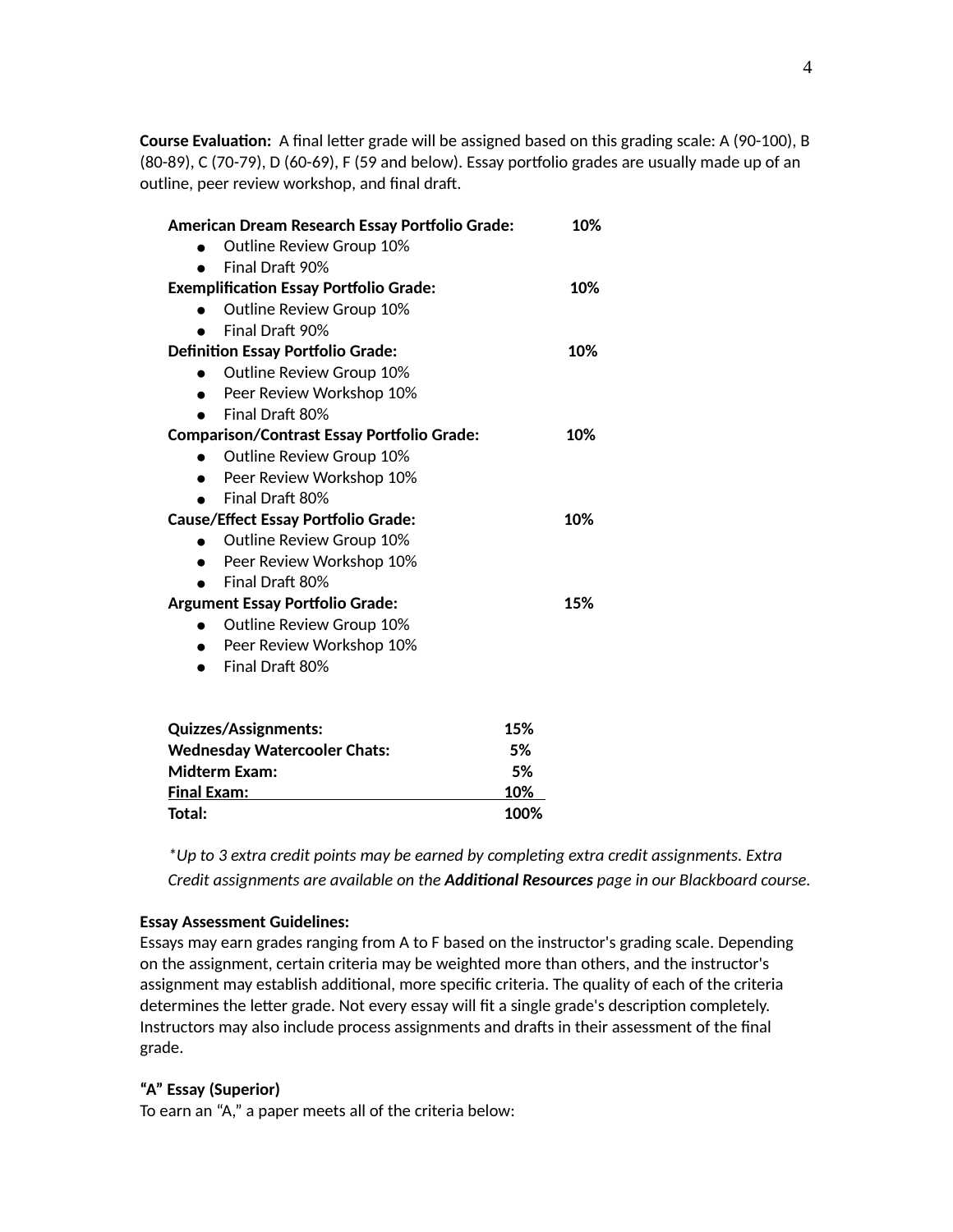**Course Evaluation:** A final letter grade will be assigned based on this grading scale: A (90-100), B (80-89), C (70-79), D (60-69), F (59 and below). Essay portfolio grades are usually made up of an outline, peer review workshop, and final draft.

**American Dream Research Essay Portfolio Grade:** **10%**
- Outline Review Group 10%
- Final Draft 90%

**Exemplification Essay Portfolio Grade:** **10%**
- Outline Review Group 10%
- Final Draft 90%

**Definition Essay Portfolio Grade:** **10%**
- Outline Review Group 10%
- Peer Review Workshop 10%
- Final Draft 80%

**Comparison/Contrast Essay Portfolio Grade:** **10%**
- Outline Review Group 10%
- Peer Review Workshop 10%
- Final Draft 80%

**Cause/Effect Essay Portfolio Grade:** **10%**
- Outline Review Group 10%
- Peer Review Workshop 10%
- Final Draft 80%

**Argument Essay Portfolio Grade:** **15%**
- Outline Review Group 10%
- Peer Review Workshop 10%
- Final Draft 80%

| | |
|---|---|
| **Quizzes/Assignments:** | **15%** |
| **Wednesday Watercooler Chats:** | **5%** |
| **Midterm Exam:** | **5%** |
| **Final Exam:** | **10%** |
| **Total:** | **100%** |

*\*Up to 3 extra credit points may be earned by completing extra credit assignments. Extra Credit assignments are available on the* ***Additional Resources*** *page in our Blackboard course.*

**Essay Assessment Guidelines:**
Essays may earn grades ranging from A to F based on the instructor's grading scale. Depending on the assignment, certain criteria may be weighted more than others, and the instructor's assignment may establish additional, more specific criteria. The quality of each of the criteria determines the letter grade. Not every essay will fit a single grade's description completely. Instructors may also include process assignments and drafts in their assessment of the final grade.

**"A" Essay (Superior)**
To earn an "A," a paper meets all of the criteria below: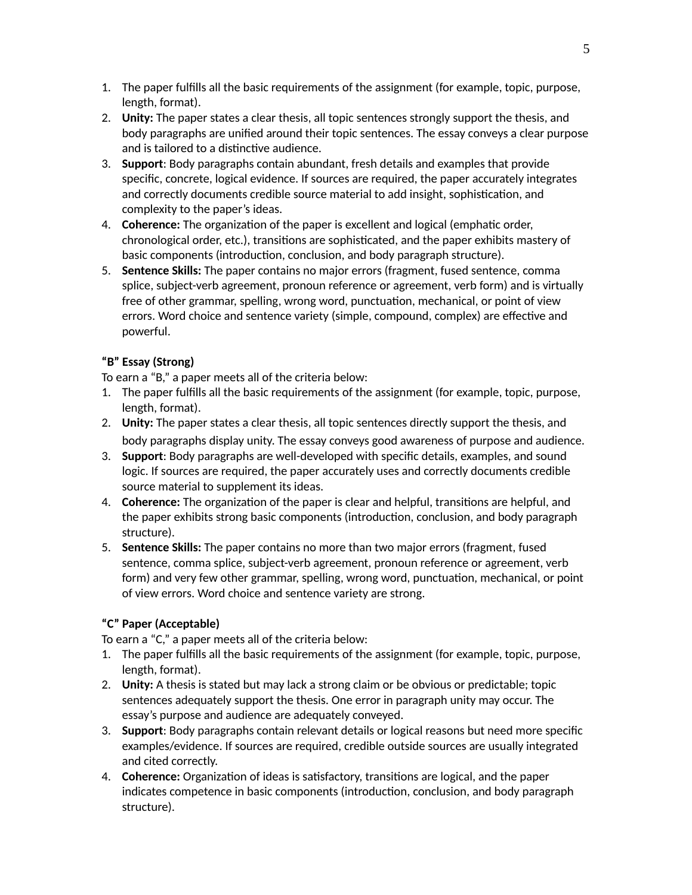1. The paper fulfills all the basic requirements of the assignment (for example, topic, purpose, length, format).
2. **Unity:** The paper states a clear thesis, all topic sentences strongly support the thesis, and body paragraphs are unified around their topic sentences. The essay conveys a clear purpose and is tailored to a distinctive audience.
3. **Support**: Body paragraphs contain abundant, fresh details and examples that provide specific, concrete, logical evidence. If sources are required, the paper accurately integrates and correctly documents credible source material to add insight, sophistication, and complexity to the paper's ideas.
4. **Coherence:** The organization of the paper is excellent and logical (emphatic order, chronological order, etc.), transitions are sophisticated, and the paper exhibits mastery of basic components (introduction, conclusion, and body paragraph structure).
5. **Sentence Skills:** The paper contains no major errors (fragment, fused sentence, comma splice, subject-verb agreement, pronoun reference or agreement, verb form) and is virtually free of other grammar, spelling, wrong word, punctuation, mechanical, or point of view errors. Word choice and sentence variety (simple, compound, complex) are effective and powerful.

**"B" Essay (Strong)**

To earn a "B," a paper meets all of the criteria below:

1. The paper fulfills all the basic requirements of the assignment (for example, topic, purpose, length, format).
2. **Unity:** The paper states a clear thesis, all topic sentences directly support the thesis, and body paragraphs display unity. The essay conveys good awareness of purpose and audience.
3. **Support**: Body paragraphs are well-developed with specific details, examples, and sound logic. If sources are required, the paper accurately uses and correctly documents credible source material to supplement its ideas.
4. **Coherence:** The organization of the paper is clear and helpful, transitions are helpful, and the paper exhibits strong basic components (introduction, conclusion, and body paragraph structure).
5. **Sentence Skills:** The paper contains no more than two major errors (fragment, fused sentence, comma splice, subject-verb agreement, pronoun reference or agreement, verb form) and very few other grammar, spelling, wrong word, punctuation, mechanical, or point of view errors. Word choice and sentence variety are strong.

**"C" Paper (Acceptable)**

To earn a "C," a paper meets all of the criteria below:

1. The paper fulfills all the basic requirements of the assignment (for example, topic, purpose, length, format).
2. **Unity:** A thesis is stated but may lack a strong claim or be obvious or predictable; topic sentences adequately support the thesis. One error in paragraph unity may occur. The essay's purpose and audience are adequately conveyed.
3. **Support**: Body paragraphs contain relevant details or logical reasons but need more specific examples/evidence. If sources are required, credible outside sources are usually integrated and cited correctly.
4. **Coherence:** Organization of ideas is satisfactory, transitions are logical, and the paper indicates competence in basic components (introduction, conclusion, and body paragraph structure).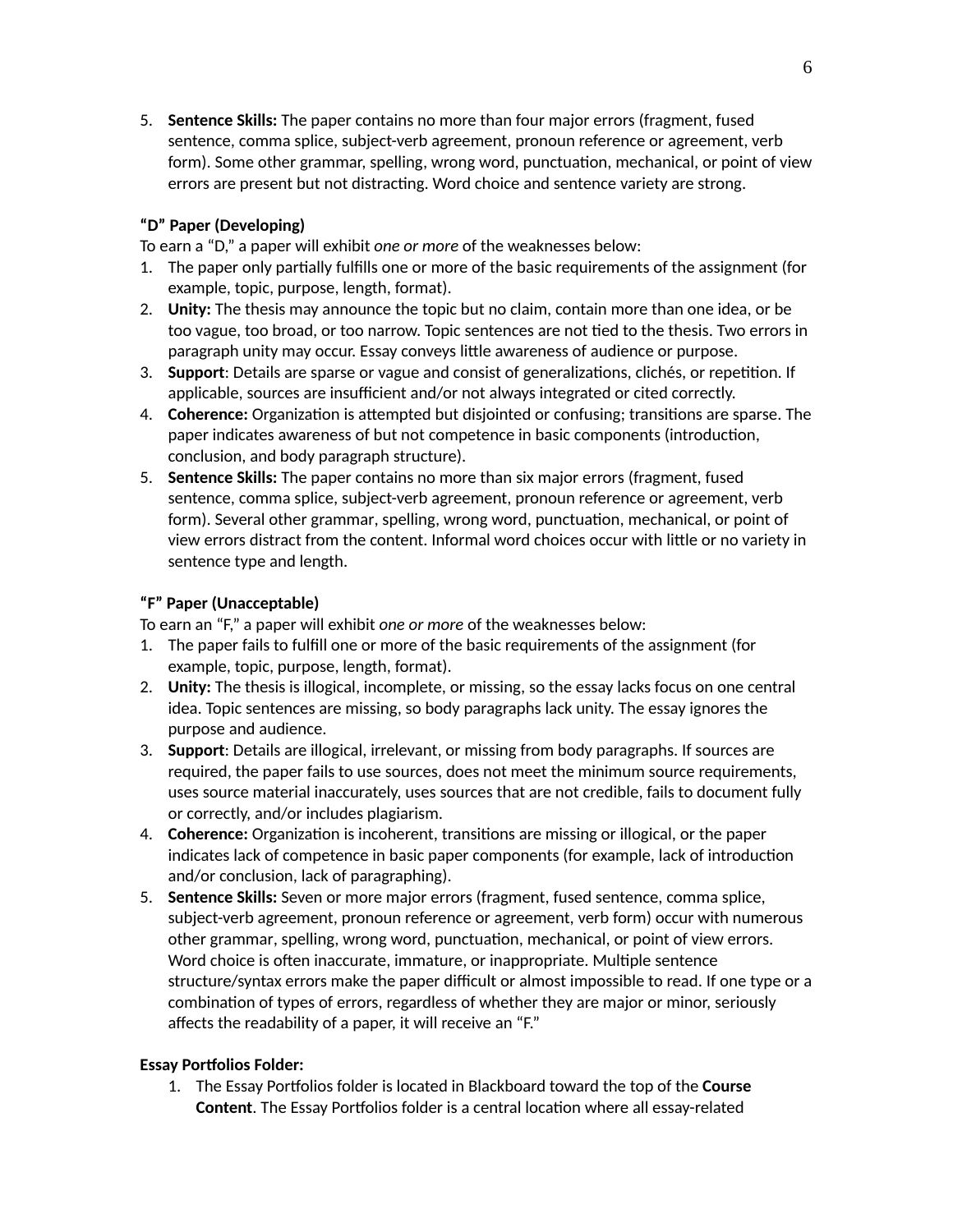5. **Sentence Skills:** The paper contains no more than four major errors (fragment, fused sentence, comma splice, subject-verb agreement, pronoun reference or agreement, verb form). Some other grammar, spelling, wrong word, punctuation, mechanical, or point of view errors are present but not distracting. Word choice and sentence variety are strong.

**"D" Paper (Developing)**

To earn a "D," a paper will exhibit *one or more* of the weaknesses below:

1. The paper only partially fulfills one or more of the basic requirements of the assignment (for example, topic, purpose, length, format).
2. **Unity:** The thesis may announce the topic but no claim, contain more than one idea, or be too vague, too broad, or too narrow. Topic sentences are not tied to the thesis. Two errors in paragraph unity may occur. Essay conveys little awareness of audience or purpose.
3. **Support**: Details are sparse or vague and consist of generalizations, clichés, or repetition. If applicable, sources are insufficient and/or not always integrated or cited correctly.
4. **Coherence:** Organization is attempted but disjointed or confusing; transitions are sparse. The paper indicates awareness of but not competence in basic components (introduction, conclusion, and body paragraph structure).
5. **Sentence Skills:** The paper contains no more than six major errors (fragment, fused sentence, comma splice, subject-verb agreement, pronoun reference or agreement, verb form). Several other grammar, spelling, wrong word, punctuation, mechanical, or point of view errors distract from the content. Informal word choices occur with little or no variety in sentence type and length.

**"F" Paper (Unacceptable)**

To earn an "F," a paper will exhibit *one or more* of the weaknesses below:

1. The paper fails to fulfill one or more of the basic requirements of the assignment (for example, topic, purpose, length, format).
2. **Unity:** The thesis is illogical, incomplete, or missing, so the essay lacks focus on one central idea. Topic sentences are missing, so body paragraphs lack unity. The essay ignores the purpose and audience.
3. **Support**: Details are illogical, irrelevant, or missing from body paragraphs. If sources are required, the paper fails to use sources, does not meet the minimum source requirements, uses source material inaccurately, uses sources that are not credible, fails to document fully or correctly, and/or includes plagiarism.
4. **Coherence:** Organization is incoherent, transitions are missing or illogical, or the paper indicates lack of competence in basic paper components (for example, lack of introduction and/or conclusion, lack of paragraphing).
5. **Sentence Skills:** Seven or more major errors (fragment, fused sentence, comma splice, subject-verb agreement, pronoun reference or agreement, verb form) occur with numerous other grammar, spelling, wrong word, punctuation, mechanical, or point of view errors. Word choice is often inaccurate, immature, or inappropriate. Multiple sentence structure/syntax errors make the paper difficult or almost impossible to read. If one type or a combination of types of errors, regardless of whether they are major or minor, seriously affects the readability of a paper, it will receive an "F."

**Essay Portfolios Folder:**

1. The Essay Portfolios folder is located in Blackboard toward the top of the **Course Content**. The Essay Portfolios folder is a central location where all essay-related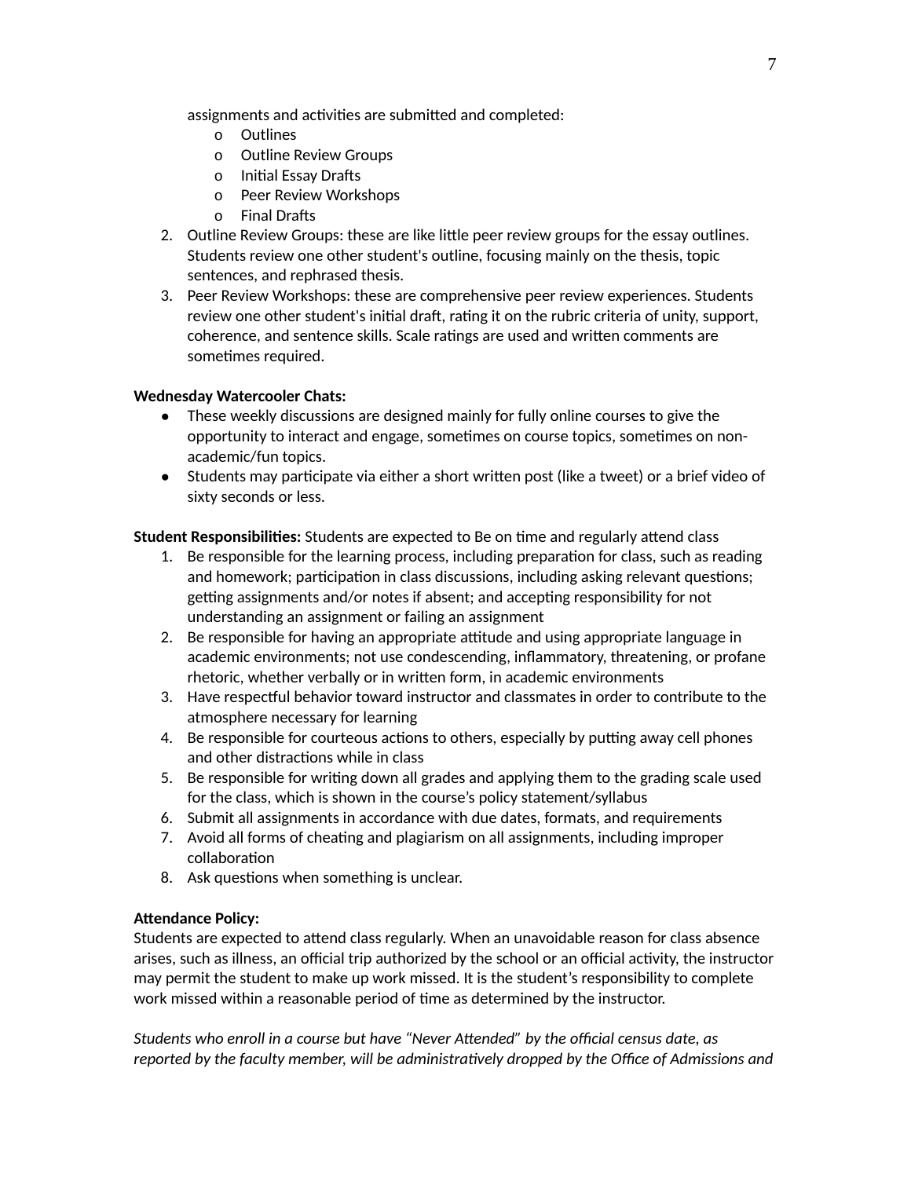assignments and activities are submitted and completed:
  - Outlines
  - Outline Review Groups
  - Initial Essay Drafts
  - Peer Review Workshops
  - Final Drafts
2. Outline Review Groups: these are like little peer review groups for the essay outlines. Students review one other student's outline, focusing mainly on the thesis, topic sentences, and rephrased thesis.
3. Peer Review Workshops: these are comprehensive peer review experiences. Students review one other student's initial draft, rating it on the rubric criteria of unity, support, coherence, and sentence skills. Scale ratings are used and written comments are sometimes required.

**Wednesday Watercooler Chats:**

- These weekly discussions are designed mainly for fully online courses to give the opportunity to interact and engage, sometimes on course topics, sometimes on non-academic/fun topics.
- Students may participate via either a short written post (like a tweet) or a brief video of sixty seconds or less.

**Student Responsibilities:** Students are expected to Be on time and regularly attend class

1. Be responsible for the learning process, including preparation for class, such as reading and homework; participation in class discussions, including asking relevant questions; getting assignments and/or notes if absent; and accepting responsibility for not understanding an assignment or failing an assignment
2. Be responsible for having an appropriate attitude and using appropriate language in academic environments; not use condescending, inflammatory, threatening, or profane rhetoric, whether verbally or in written form, in academic environments
3. Have respectful behavior toward instructor and classmates in order to contribute to the atmosphere necessary for learning
4. Be responsible for courteous actions to others, especially by putting away cell phones and other distractions while in class
5. Be responsible for writing down all grades and applying them to the grading scale used for the class, which is shown in the course's policy statement/syllabus
6. Submit all assignments in accordance with due dates, formats, and requirements
7. Avoid all forms of cheating and plagiarism on all assignments, including improper collaboration
8. Ask questions when something is unclear.

**Attendance Policy:**

Students are expected to attend class regularly. When an unavoidable reason for class absence arises, such as illness, an official trip authorized by the school or an official activity, the instructor may permit the student to make up work missed. It is the student's responsibility to complete work missed within a reasonable period of time as determined by the instructor.

*Students who enroll in a course but have "Never Attended" by the official census date, as reported by the faculty member, will be administratively dropped by the Office of Admissions and*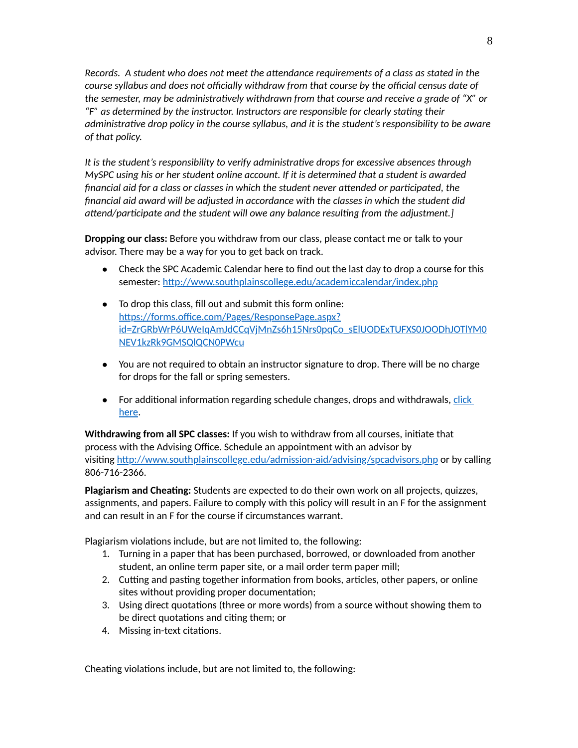*Records. A student who does not meet the attendance requirements of a class as stated in the course syllabus and does not officially withdraw from that course by the official census date of the semester, may be administratively withdrawn from that course and receive a grade of "X" or "F" as determined by the instructor. Instructors are responsible for clearly stating their administrative drop policy in the course syllabus, and it is the student's responsibility to be aware of that policy.*

*It is the student's responsibility to verify administrative drops for excessive absences through MySPC using his or her student online account. If it is determined that a student is awarded financial aid for a class or classes in which the student never attended or participated, the financial aid award will be adjusted in accordance with the classes in which the student did attend/participate and the student will owe any balance resulting from the adjustment.]*

**Dropping our class:** Before you withdraw from our class, please contact me or talk to your advisor. There may be a way for you to get back on track.

- Check the SPC Academic Calendar here to find out the last day to drop a course for this semester: [http://www.southplainscollege.edu/academiccalendar/index.php](http://www.southplainscollege.edu/academiccalendar/index.php)
- To drop this class, fill out and submit this form online: [https://forms.office.com/Pages/ResponsePage.aspx?id=ZrGRbWrP6UWeIqAmJdCCqVjMnZs6h15Nrs0pqCo_sElUODExTUFXS0JOODhJOTlYM0NEV1kzRk9GMSQlQCN0PWcu](https://forms.office.com/Pages/ResponsePage.aspx?id=ZrGRbWrP6UWeIqAmJdCCqVjMnZs6h15Nrs0pqCo_sElUODExTUFXS0JOODhJOTlYM0NEV1kzRk9GMSQlQCN0PWcu)
- You are not required to obtain an instructor signature to drop. There will be no charge for drops for the fall or spring semesters.
- For additional information regarding schedule changes, drops and withdrawals, click here.

**Withdrawing from all SPC classes:** If you wish to withdraw from all courses, initiate that process with the Advising Office. Schedule an appointment with an advisor by visiting [http://www.southplainscollege.edu/admission-aid/advising/spcadvisors.php](http://www.southplainscollege.edu/admission-aid/advising/spcadvisors.php) or by calling 806-716-2366.

**Plagiarism and Cheating:** Students are expected to do their own work on all projects, quizzes, assignments, and papers. Failure to comply with this policy will result in an F for the assignment and can result in an F for the course if circumstances warrant.

Plagiarism violations include, but are not limited to, the following:

1. Turning in a paper that has been purchased, borrowed, or downloaded from another student, an online term paper site, or a mail order term paper mill;
2. Cutting and pasting together information from books, articles, other papers, or online sites without providing proper documentation;
3. Using direct quotations (three or more words) from a source without showing them to be direct quotations and citing them; or
4. Missing in-text citations.

Cheating violations include, but are not limited to, the following: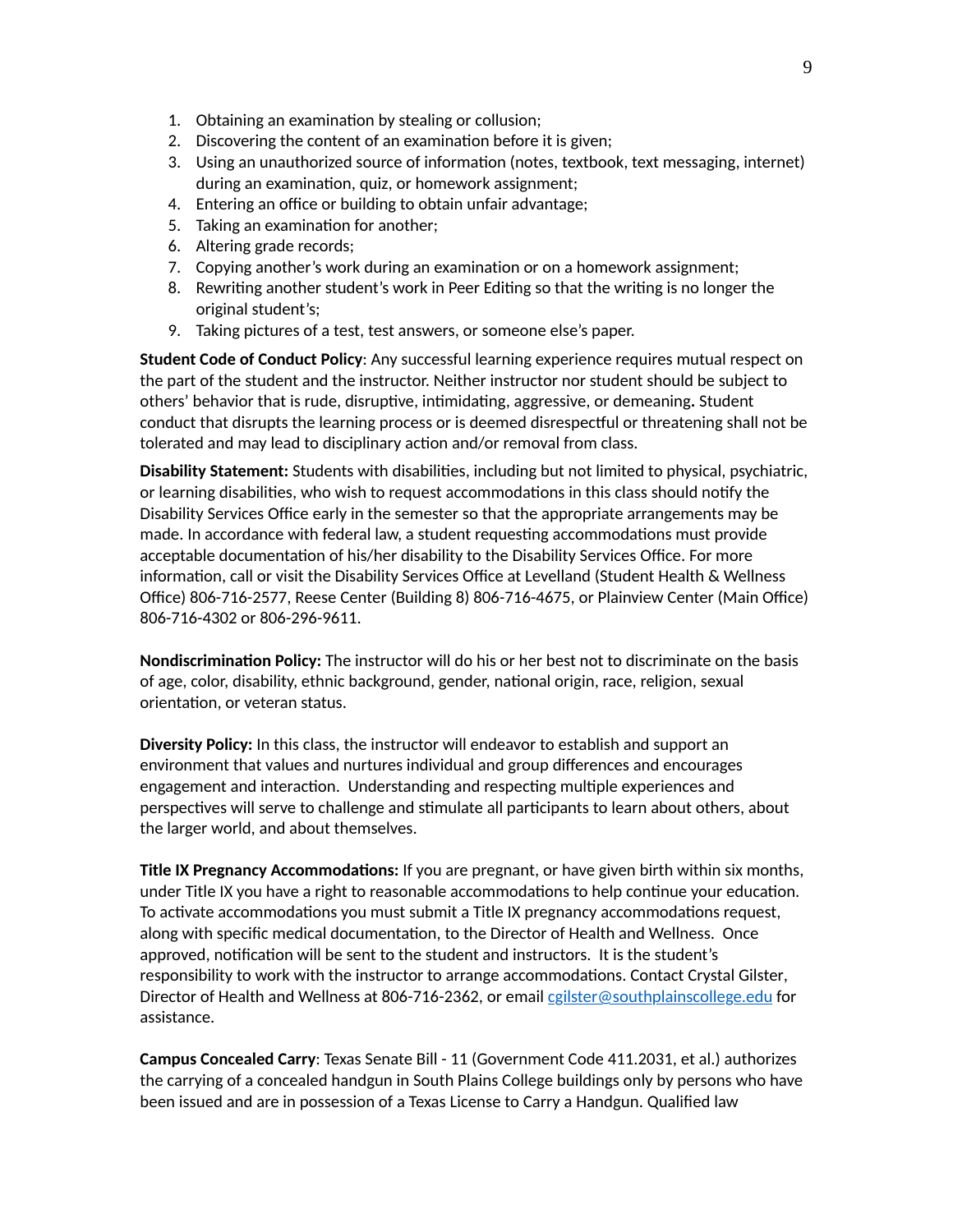1. Obtaining an examination by stealing or collusion;
2. Discovering the content of an examination before it is given;
3. Using an unauthorized source of information (notes, textbook, text messaging, internet) during an examination, quiz, or homework assignment;
4. Entering an office or building to obtain unfair advantage;
5. Taking an examination for another;
6. Altering grade records;
7. Copying another's work during an examination or on a homework assignment;
8. Rewriting another student's work in Peer Editing so that the writing is no longer the original student's;
9. Taking pictures of a test, test answers, or someone else's paper.

**Student Code of Conduct Policy**: Any successful learning experience requires mutual respect on the part of the student and the instructor. Neither instructor nor student should be subject to others' behavior that is rude, disruptive, intimidating, aggressive, or demeaning**.** Student conduct that disrupts the learning process or is deemed disrespectful or threatening shall not be tolerated and may lead to disciplinary action and/or removal from class.

**Disability Statement:** Students with disabilities, including but not limited to physical, psychiatric, or learning disabilities, who wish to request accommodations in this class should notify the Disability Services Office early in the semester so that the appropriate arrangements may be made. In accordance with federal law, a student requesting accommodations must provide acceptable documentation of his/her disability to the Disability Services Office. For more information, call or visit the Disability Services Office at Levelland (Student Health & Wellness Office) 806-716-2577, Reese Center (Building 8) 806-716-4675, or Plainview Center (Main Office) 806-716-4302 or 806-296-9611.

**Nondiscrimination Policy:** The instructor will do his or her best not to discriminate on the basis of age, color, disability, ethnic background, gender, national origin, race, religion, sexual orientation, or veteran status.

**Diversity Policy:** In this class, the instructor will endeavor to establish and support an environment that values and nurtures individual and group differences and encourages engagement and interaction. Understanding and respecting multiple experiences and perspectives will serve to challenge and stimulate all participants to learn about others, about the larger world, and about themselves.

**Title IX Pregnancy Accommodations:** If you are pregnant, or have given birth within six months, under Title IX you have a right to reasonable accommodations to help continue your education. To activate accommodations you must submit a Title IX pregnancy accommodations request, along with specific medical documentation, to the Director of Health and Wellness. Once approved, notification will be sent to the student and instructors. It is the student's responsibility to work with the instructor to arrange accommodations. Contact Crystal Gilster, Director of Health and Wellness at 806-716-2362, or email cgilster@southplainscollege.edu for assistance.

**Campus Concealed Carry**: Texas Senate Bill - 11 (Government Code 411.2031, et al.) authorizes the carrying of a concealed handgun in South Plains College buildings only by persons who have been issued and are in possession of a Texas License to Carry a Handgun. Qualified law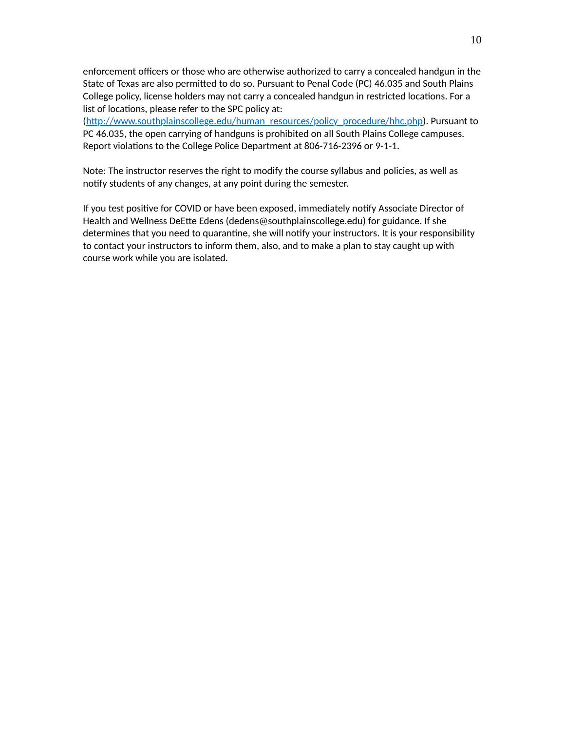enforcement officers or those who are otherwise authorized to carry a concealed handgun in the State of Texas are also permitted to do so. Pursuant to Penal Code (PC) 46.035 and South Plains College policy, license holders may not carry a concealed handgun in restricted locations. For a list of locations, please refer to the SPC policy at: ([http://www.southplainscollege.edu/human_resources/policy_procedure/hhc.php](http://www.southplainscollege.edu/human_resources/policy_procedure/hhc.php)). Pursuant to PC 46.035, the open carrying of handguns is prohibited on all South Plains College campuses. Report violations to the College Police Department at 806-716-2396 or 9-1-1.

Note: The instructor reserves the right to modify the course syllabus and policies, as well as notify students of any changes, at any point during the semester.

If you test positive for COVID or have been exposed, immediately notify Associate Director of Health and Wellness DeEtte Edens (dedens@southplainscollege.edu) for guidance. If she determines that you need to quarantine, she will notify your instructors. It is your responsibility to contact your instructors to inform them, also, and to make a plan to stay caught up with course work while you are isolated.